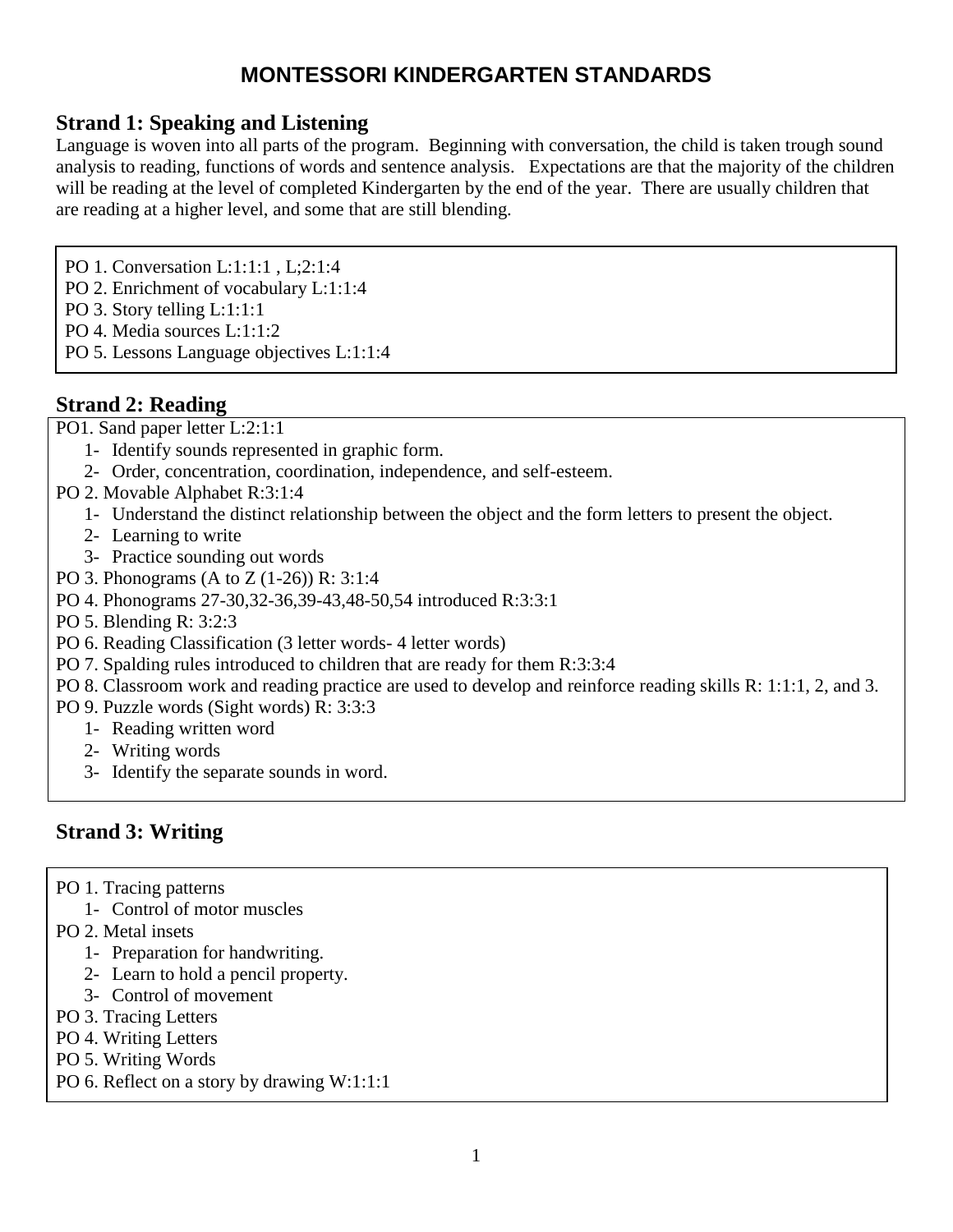# MONTESSORI KINDERGARTEN STANDARDS

## Strand 1: Speaking and Listening

Language is woven into all parts of the program. Beginning with conversation, the child is taken trough sound analysis to reading, functions of words and sentence analysis. Expectations are that the majority of the children will be reading at the level of completed Kindergarten by the end of the year. There are usually children that are reading at a higher level, and some that are still blending.

PO 1. Conversation L:1:1:1 , L;2:1:4
PO 2. Enrichment of vocabulary L:1:1:4
PO 3. Story telling L:1:1:1
PO 4. Media sources L:1:1:2
PO 5. Lessons Language objectives L:1:1:4

## Strand 2: Reading

PO1. Sand paper letter L:2:1:1
1- Identify sounds represented in graphic form.
2- Order, concentration, coordination, independence, and self-esteem.

PO 2. Movable Alphabet R:3:1:4
1- Understand the distinct relationship between the object and the form letters to present the object.
2- Learning to write
3- Practice sounding out words

PO 3. Phonograms (A to Z (1-26)) R: 3:1:4
PO 4. Phonograms 27-30,32-36,39-43,48-50,54 introduced R:3:3:1
PO 5. Blending R: 3:2:3
PO 6. Reading Classification (3 letter words- 4 letter words)
PO 7. Spalding rules introduced to children that are ready for them R:3:3:4
PO 8. Classroom work and reading practice are used to develop and reinforce reading skills R: 1:1:1, 2, and 3.
PO 9. Puzzle words (Sight words) R: 3:3:3
1- Reading written word
2- Writing words
3- Identify the separate sounds in word.

## Strand 3: Writing

PO 1. Tracing patterns
1- Control of motor muscles

PO 2. Metal insets
1- Preparation for handwriting.
2- Learn to hold a pencil property.
3- Control of movement

PO 3. Tracing Letters
PO 4. Writing Letters
PO 5. Writing Words
PO 6. Reflect on a story by drawing W:1:1:1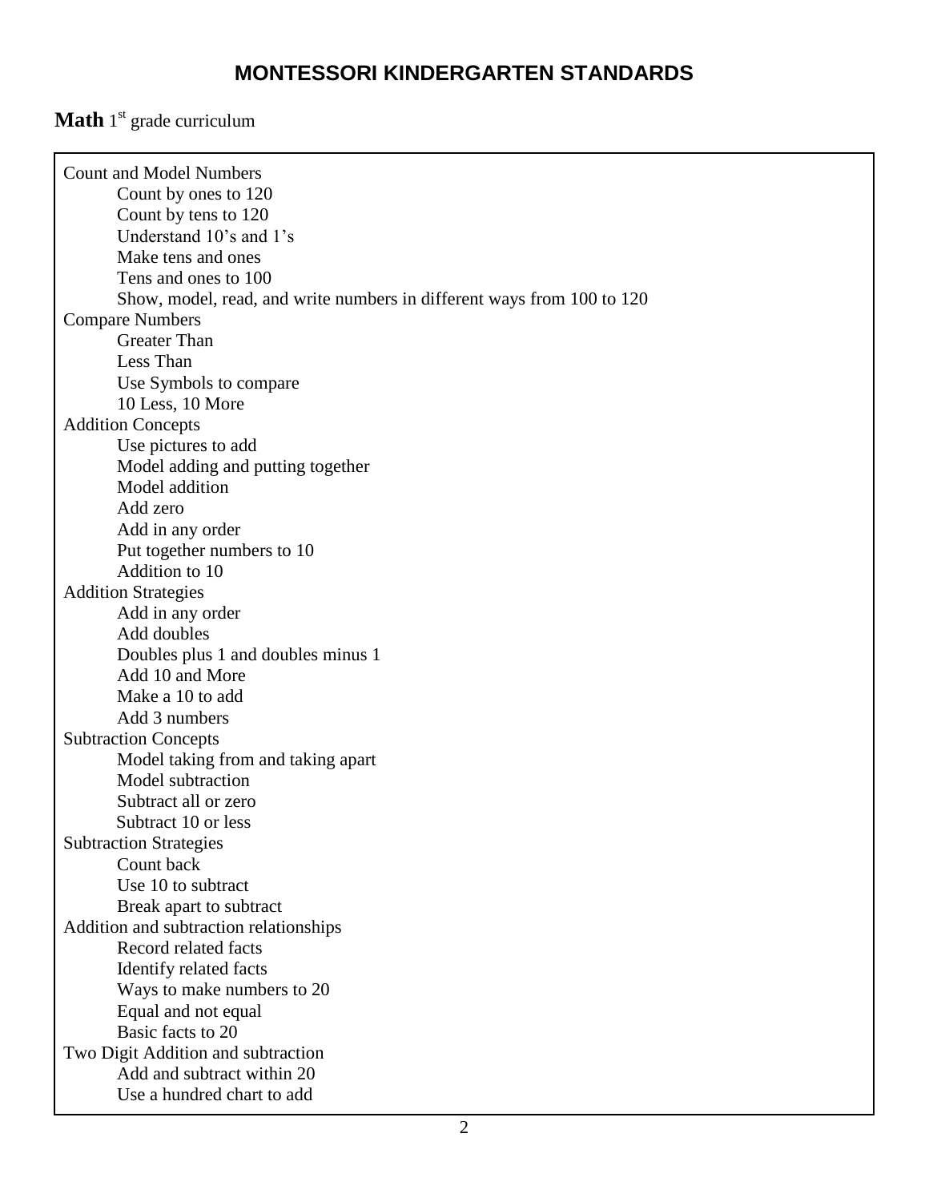# MONTESSORI KINDERGARTEN STANDARDS

**Math** 1st grade curriculum

- Count and Model Numbers
  - Count by ones to 120
  - Count by tens to 120
  - Understand 10's and 1's
  - Make tens and ones
  - Tens and ones to 100
  - Show, model, read, and write numbers in different ways from 100 to 120
- Compare Numbers
  - Greater Than
  - Less Than
  - Use Symbols to compare
  - 10 Less, 10 More
- Addition Concepts
  - Use pictures to add
  - Model adding and putting together
  - Model addition
  - Add zero
  - Add in any order
  - Put together numbers to 10
  - Addition to 10
- Addition Strategies
  - Add in any order
  - Add doubles
  - Doubles plus 1 and doubles minus 1
  - Add 10 and More
  - Make a 10 to add
  - Add 3 numbers
- Subtraction Concepts
  - Model taking from and taking apart
  - Model subtraction
  - Subtract all or zero
  - Subtract 10 or less
- Subtraction Strategies
  - Count back
  - Use 10 to subtract
  - Break apart to subtract
- Addition and subtraction relationships
  - Record related facts
  - Identify related facts
  - Ways to make numbers to 20
  - Equal and not equal
  - Basic facts to 20
- Two Digit Addition and subtraction
  - Add and subtract within 20
  - Use a hundred chart to add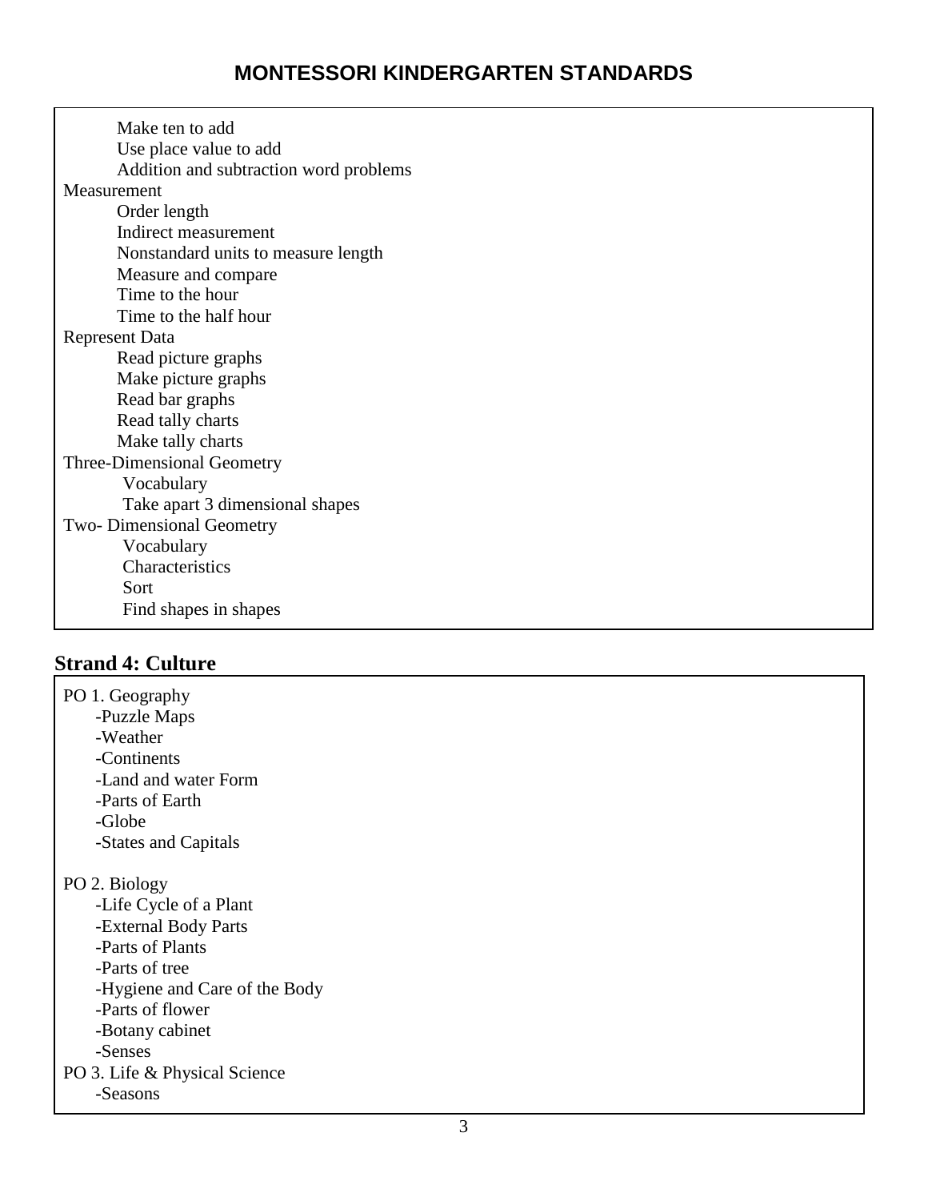# MONTESSORI KINDERGARTEN STANDARDS

- Make ten to add
- Use place value to add
- Addition and subtraction word problems

Measurement

- Order length
- Indirect measurement
- Nonstandard units to measure length
- Measure and compare
- Time to the hour
- Time to the half hour

Represent Data

- Read picture graphs
- Make picture graphs
- Read bar graphs
- Read tally charts
- Make tally charts

Three-Dimensional Geometry

- Vocabulary
- Take apart 3 dimensional shapes

Two- Dimensional Geometry

- Vocabulary
- Characteristics
- Sort
- Find shapes in shapes

## Strand 4: Culture

PO 1. Geography

- -Puzzle Maps
- -Weather
- -Continents
- -Land and water Form
- -Parts of Earth
- -Globe
- -States and Capitals

PO 2. Biology

- -Life Cycle of a Plant
- -External Body Parts
- -Parts of Plants
- -Parts of tree
- -Hygiene and Care of the Body
- -Parts of flower
- -Botany cabinet
- -Senses

PO 3. Life & Physical Science

- -Seasons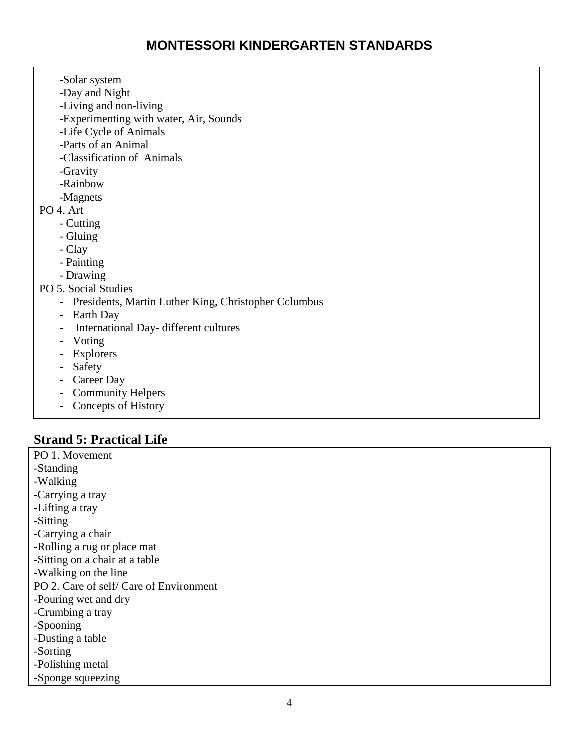# MONTESSORI KINDERGARTEN STANDARDS

- Solar system
- Day and Night
- Living and non-living
- Experimenting with water, Air, Sounds
- Life Cycle of Animals
- Parts of an Animal
- Classification of Animals
- Gravity
- Rainbow
- Magnets

PO 4. Art

- Cutting
- Gluing
- Clay
- Painting
- Drawing

PO 5. Social Studies

- Presidents, Martin Luther King, Christopher Columbus
- Earth Day
- International Day- different cultures
- Voting
- Explorers
- Safety
- Career Day
- Community Helpers
- Concepts of History

## Strand 5: Practical Life

PO 1. Movement

- Standing
- Walking
- Carrying a tray
- Lifting a tray
- Sitting
- Carrying a chair
- Rolling a rug or place mat
- Sitting on a chair at a table
- Walking on the line

PO 2. Care of self/ Care of Environment

- Pouring wet and dry
- Crumbing a tray
- Spooning
- Dusting a table
- Sorting
- Polishing metal
- Sponge squeezing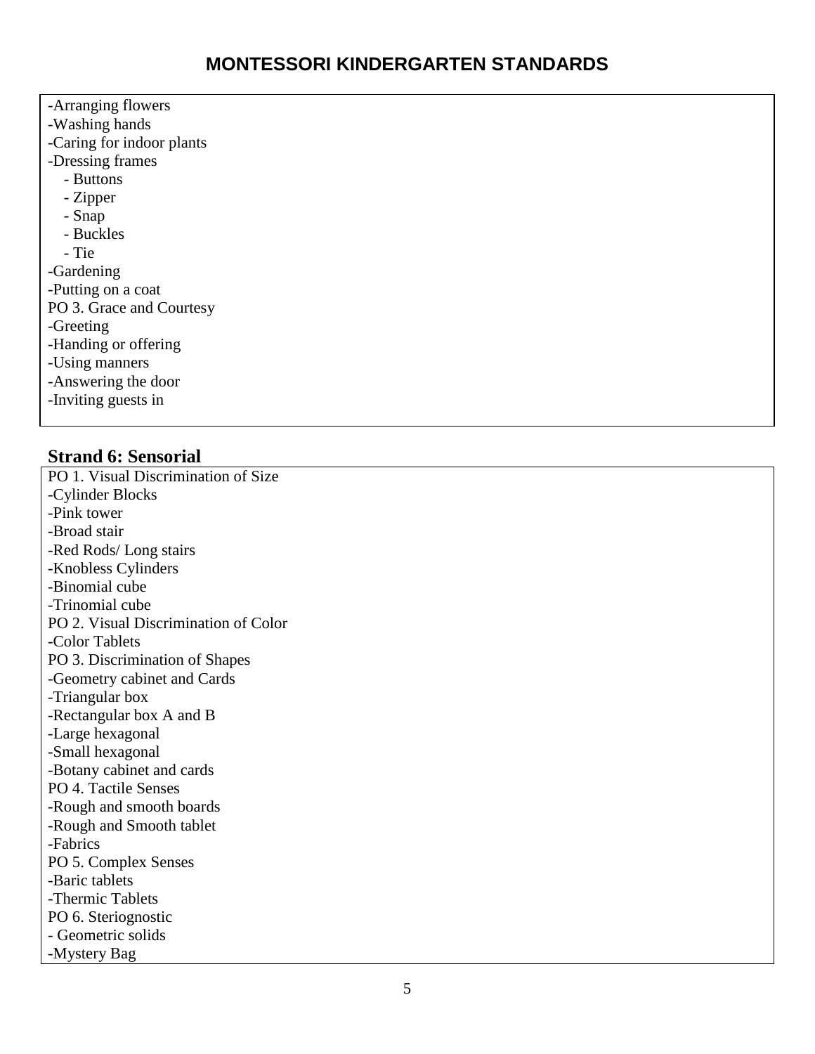# MONTESSORI KINDERGARTEN STANDARDS

-Arranging flowers
-Washing hands
-Caring for indoor plants
-Dressing frames
  - Buttons
  - Zipper
  - Snap
  - Buckles
  - Tie
-Gardening
-Putting on a coat
PO 3. Grace and Courtesy
-Greeting
-Handing or offering
-Using manners
-Answering the door
-Inviting guests in

## Strand 6: Sensorial

PO 1. Visual Discrimination of Size
-Cylinder Blocks
-Pink tower
-Broad stair
-Red Rods/ Long stairs
-Knobless Cylinders
-Binomial cube
-Trinomial cube
PO 2. Visual Discrimination of Color
-Color Tablets
PO 3. Discrimination of Shapes
-Geometry cabinet and Cards
-Triangular box
-Rectangular box A and B
-Large hexagonal
-Small hexagonal
-Botany cabinet and cards
PO 4. Tactile Senses
-Rough and smooth boards
-Rough and Smooth tablet
-Fabrics
PO 5. Complex Senses
-Baric tablets
-Thermic Tablets
PO 6. Steriognostic
- Geometric solids
-Mystery Bag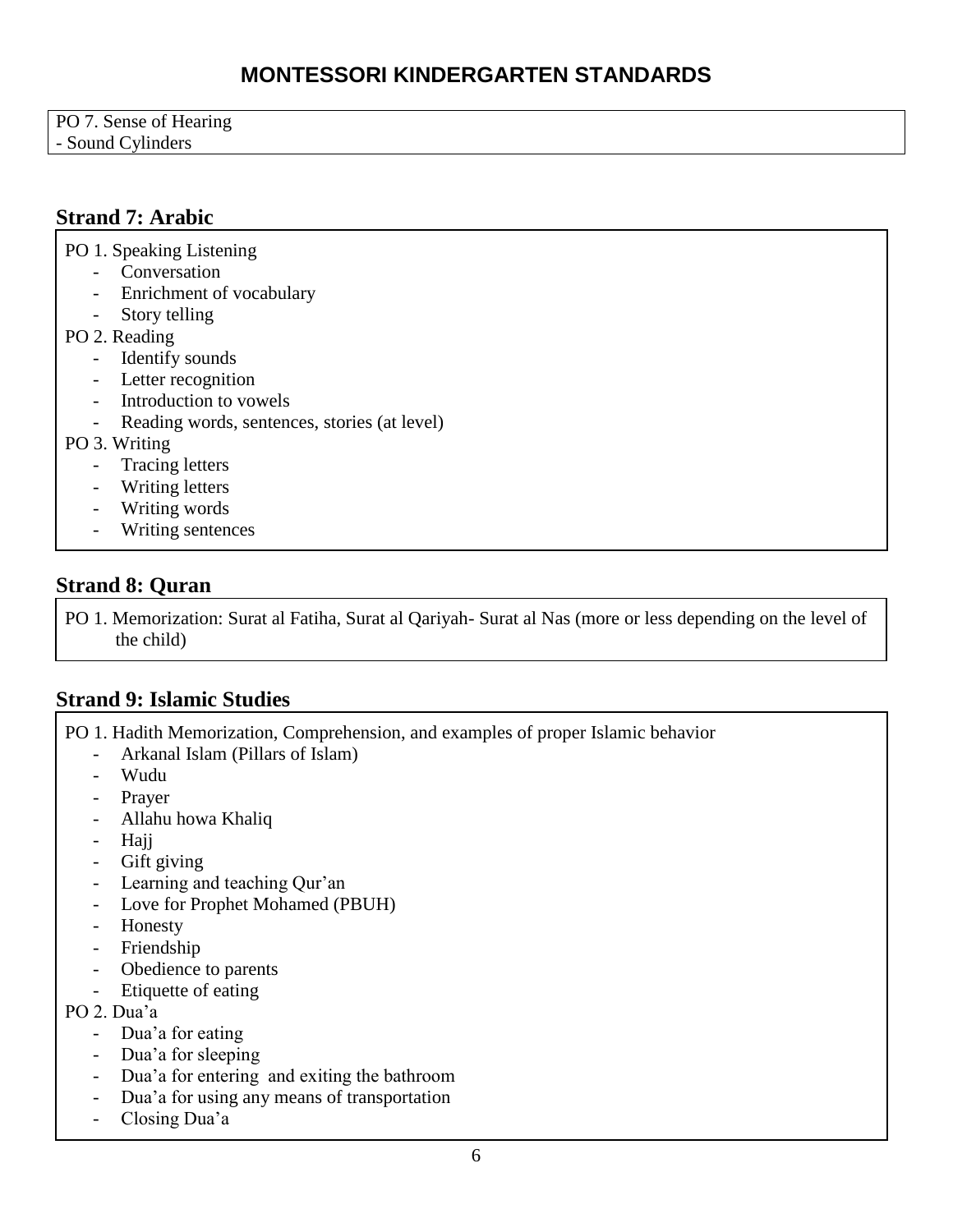# MONTESSORI KINDERGARTEN STANDARDS

PO 7. Sense of Hearing
- Sound Cylinders

## Strand 7: Arabic

PO 1. Speaking Listening
- Conversation
- Enrichment of vocabulary
- Story telling

PO 2. Reading
- Identify sounds
- Letter recognition
- Introduction to vowels
- Reading words, sentences, stories (at level)

PO 3. Writing
- Tracing letters
- Writing letters
- Writing words
- Writing sentences

## Strand 8: Quran

PO 1. Memorization: Surat al Fatiha, Surat al Qariyah- Surat al Nas (more or less depending on the level of the child)

## Strand 9: Islamic Studies

PO 1. Hadith Memorization, Comprehension, and examples of proper Islamic behavior
- Arkanal Islam (Pillars of Islam)
- Wudu
- Prayer
- Allahu howa Khaliq
- Hajj
- Gift giving
- Learning and teaching Qur'an
- Love for Prophet Mohamed (PBUH)
- Honesty
- Friendship
- Obedience to parents
- Etiquette of eating

PO 2. Dua'a
- Dua'a for eating
- Dua'a for sleeping
- Dua'a for entering and exiting the bathroom
- Dua'a for using any means of transportation
- Closing Dua'a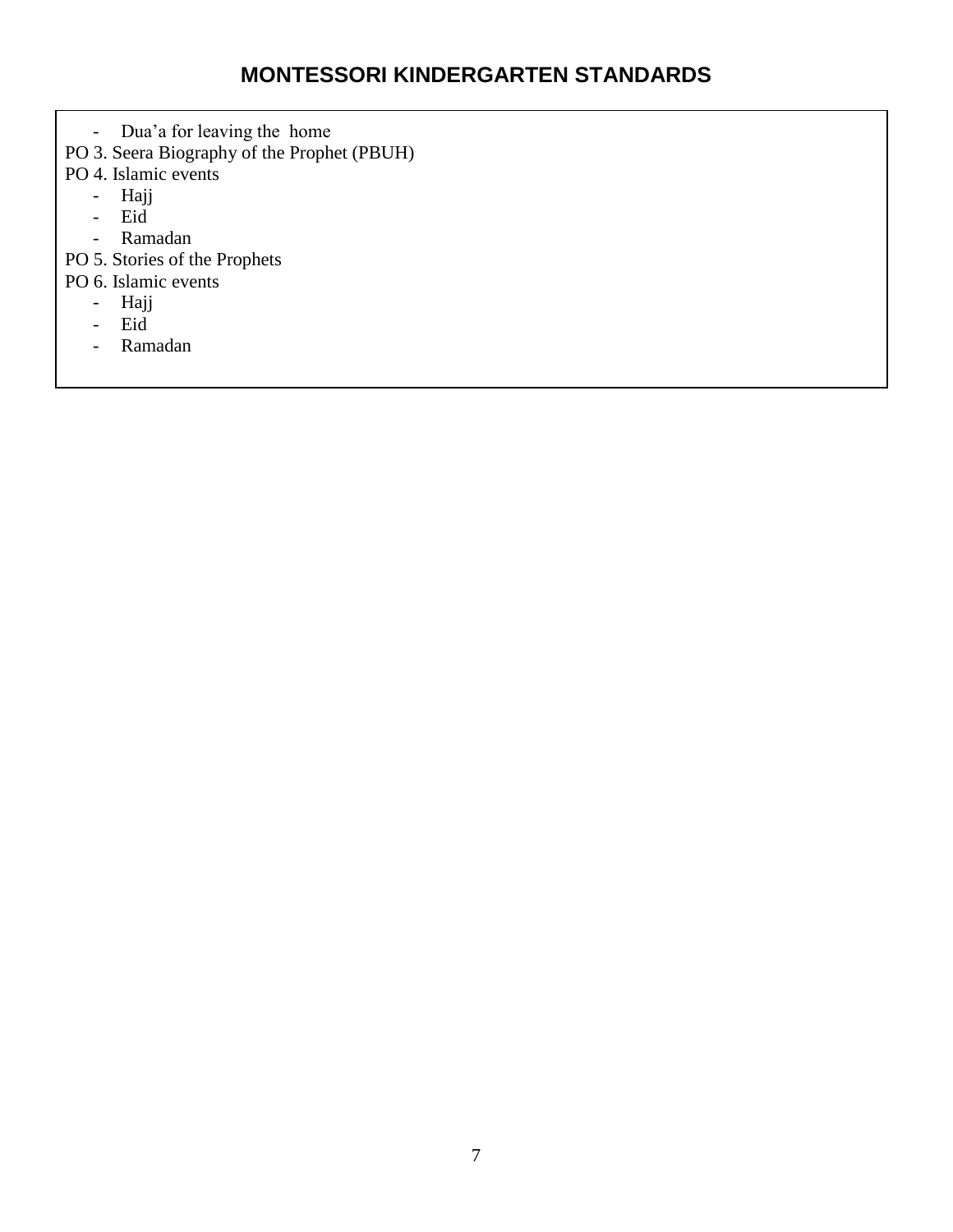# MONTESSORI KINDERGARTEN STANDARDS

- Dua'a for leaving the home

PO 3. Seera Biography of the Prophet (PBUH)

PO 4. Islamic events

- Hajj
- Eid
- Ramadan

PO 5. Stories of the Prophets

PO 6. Islamic events

- Hajj
- Eid
- Ramadan